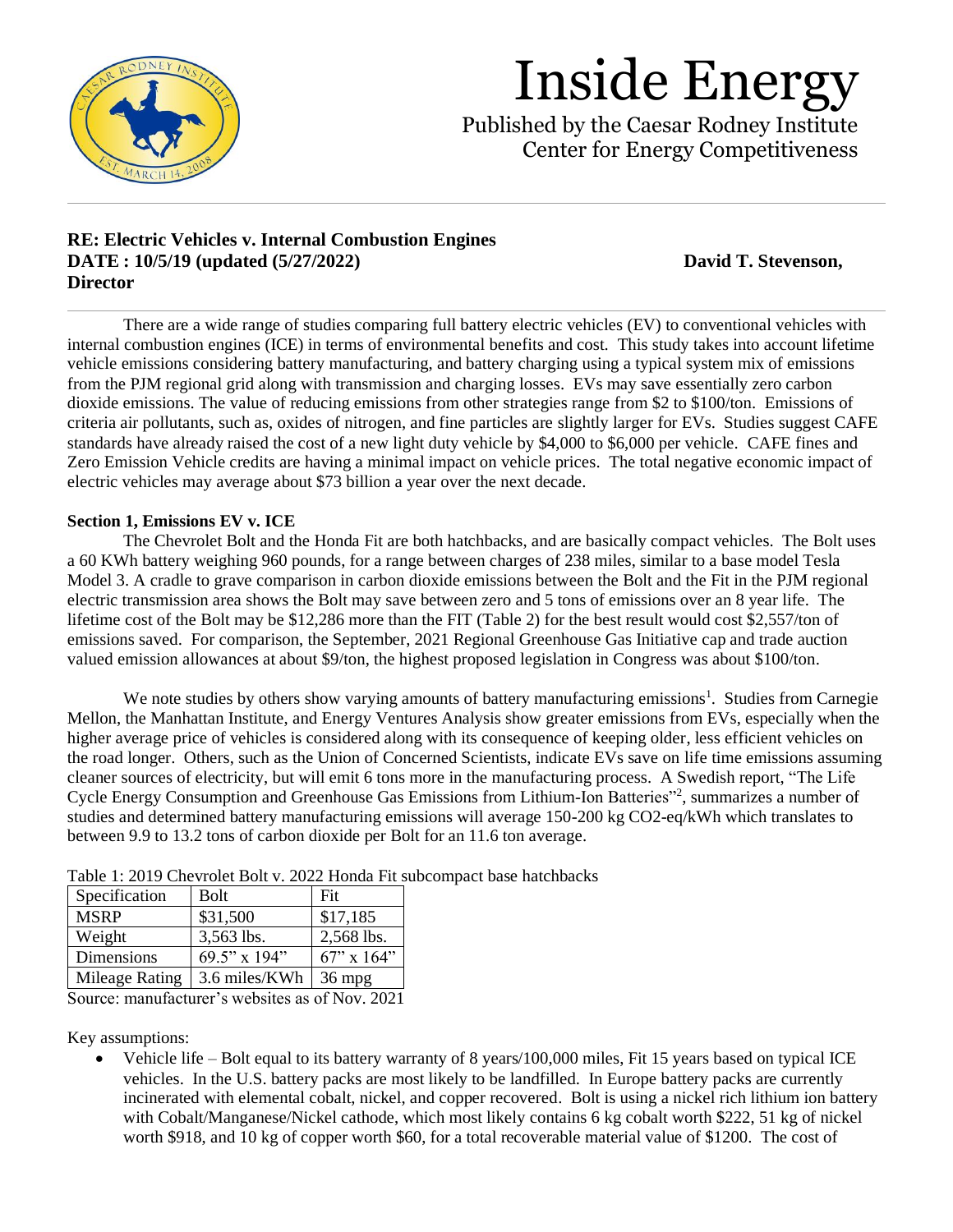# Inside Energy

Published by the Caesar Rodney Institute
Center for Energy Competitiveness

**RE: Electric Vehicles v. Internal Combustion Engines**
**DATE : 10/5/19 (updated (5/27/2022)** **David T. Stevenson, Director**

There are a wide range of studies comparing full battery electric vehicles (EV) to conventional vehicles with internal combustion engines (ICE) in terms of environmental benefits and cost. This study takes into account lifetime vehicle emissions considering battery manufacturing, and battery charging using a typical system mix of emissions from the PJM regional grid along with transmission and charging losses. EVs may save essentially zero carbon dioxide emissions. The value of reducing emissions from other strategies range from \$2 to \$100/ton. Emissions of criteria air pollutants, such as, oxides of nitrogen, and fine particles are slightly larger for EVs. Studies suggest CAFE standards have already raised the cost of a new light duty vehicle by \$4,000 to \$6,000 per vehicle. CAFE fines and Zero Emission Vehicle credits are having a minimal impact on vehicle prices. The total negative economic impact of electric vehicles may average about \$73 billion a year over the next decade.

**Section 1, Emissions EV v. ICE**

The Chevrolet Bolt and the Honda Fit are both hatchbacks, and are basically compact vehicles. The Bolt uses a 60 KWh battery weighing 960 pounds, for a range between charges of 238 miles, similar to a base model Tesla Model 3. A cradle to grave comparison in carbon dioxide emissions between the Bolt and the Fit in the PJM regional electric transmission area shows the Bolt may save between zero and 5 tons of emissions over an 8 year life. The lifetime cost of the Bolt may be \$12,286 more than the FIT (Table 2) for the best result would cost \$2,557/ton of emissions saved. For comparison, the September, 2021 Regional Greenhouse Gas Initiative cap and trade auction valued emission allowances at about \$9/ton, the highest proposed legislation in Congress was about \$100/ton.

We note studies by others show varying amounts of battery manufacturing emissions[1]. Studies from Carnegie Mellon, the Manhattan Institute, and Energy Ventures Analysis show greater emissions from EVs, especially when the higher average price of vehicles is considered along with its consequence of keeping older, less efficient vehicles on the road longer. Others, such as the Union of Concerned Scientists, indicate EVs save on life time emissions assuming cleaner sources of electricity, but will emit 6 tons more in the manufacturing process. A Swedish report, "The Life Cycle Energy Consumption and Greenhouse Gas Emissions from Lithium-Ion Batteries"[2], summarizes a number of studies and determined battery manufacturing emissions will average 150-200 kg CO2-eq/kWh which translates to between 9.9 to 13.2 tons of carbon dioxide per Bolt for an 11.6 ton average.

Table 1: 2019 Chevrolet Bolt v. 2022 Honda Fit subcompact base hatchbacks

| Specification | Bolt | Fit |
|---|---|---|
| MSRP | \$31,500 | \$17,185 |
| Weight | 3,563 lbs. | 2,568 lbs. |
| Dimensions | 69.5" x 194" | 67" x 164" |
| Mileage Rating | 3.6 miles/KWh | 36 mpg |

Source: manufacturer's websites as of Nov. 2021

Key assumptions:

- Vehicle life – Bolt equal to its battery warranty of 8 years/100,000 miles, Fit 15 years based on typical ICE vehicles. In the U.S. battery packs are most likely to be landfilled. In Europe battery packs are currently incinerated with elemental cobalt, nickel, and copper recovered. Bolt is using a nickel rich lithium ion battery with Cobalt/Manganese/Nickel cathode, which most likely contains 6 kg cobalt worth \$222, 51 kg of nickel worth \$918, and 10 kg of copper worth \$60, for a total recoverable material value of \$1200. The cost of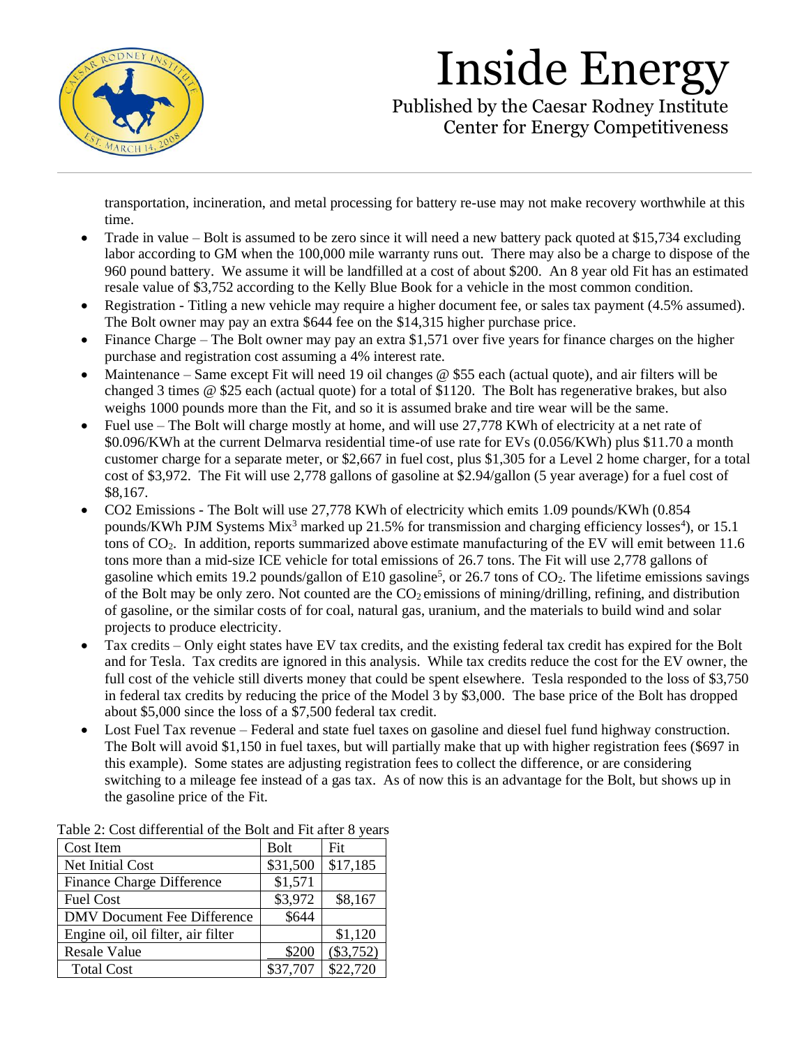transportation, incineration, and metal processing for battery re-use may not make recovery worthwhile at this time.

- Trade in value – Bolt is assumed to be zero since it will need a new battery pack quoted at $15,734 excluding labor according to GM when the 100,000 mile warranty runs out. There may also be a charge to dispose of the 960 pound battery. We assume it will be landfilled at a cost of about $200. An 8 year old Fit has an estimated resale value of $3,752 according to the Kelly Blue Book for a vehicle in the most common condition.
- Registration - Titling a new vehicle may require a higher document fee, or sales tax payment (4.5% assumed). The Bolt owner may pay an extra $644 fee on the $14,315 higher purchase price.
- Finance Charge – The Bolt owner may pay an extra $1,571 over five years for finance charges on the higher purchase and registration cost assuming a 4% interest rate.
- Maintenance – Same except Fit will need 19 oil changes @ $55 each (actual quote), and air filters will be changed 3 times @ $25 each (actual quote) for a total of $1120. The Bolt has regenerative brakes, but also weighs 1000 pounds more than the Fit, and so it is assumed brake and tire wear will be the same.
- Fuel use – The Bolt will charge mostly at home, and will use 27,778 KWh of electricity at a net rate of $0.096/KWh at the current Delmarva residential time-of use rate for EVs (0.056/KWh) plus $11.70 a month customer charge for a separate meter, or $2,667 in fuel cost, plus $1,305 for a Level 2 home charger, for a total cost of $3,972. The Fit will use 2,778 gallons of gasoline at $2.94/gallon (5 year average) for a fuel cost of $8,167.
- $CO_2$ Emissions - The Bolt will use 27,778 KWh of electricity which emits 1.09 pounds/KWh (0.854 pounds/KWh PJM Systems Mix[3] marked up 21.5% for transmission and charging efficiency losses[4]), or 15.1 tons of $CO_2$. In addition, reports summarized above estimate manufacturing of the EV will emit between 11.6 tons more than a mid-size ICE vehicle for total emissions of 26.7 tons. The Fit will use 2,778 gallons of gasoline which emits 19.2 pounds/gallon of E10 gasoline[5], or 26.7 tons of $CO_2$. The lifetime emissions savings of the Bolt may be only zero. Not counted are the $CO_2$ emissions of mining/drilling, refining, and distribution of gasoline, or the similar costs of for coal, natural gas, uranium, and the materials to build wind and solar projects to produce electricity.
- Tax credits – Only eight states have EV tax credits, and the existing federal tax credit has expired for the Bolt and for Tesla. Tax credits are ignored in this analysis. While tax credits reduce the cost for the EV owner, the full cost of the vehicle still diverts money that could be spent elsewhere. Tesla responded to the loss of $3,750 in federal tax credits by reducing the price of the Model 3 by $3,000. The base price of the Bolt has dropped about $5,000 since the loss of a $7,500 federal tax credit.
- Lost Fuel Tax revenue – Federal and state fuel taxes on gasoline and diesel fuel fund highway construction. The Bolt will avoid $1,150 in fuel taxes, but will partially make that up with higher registration fees ($697 in this example). Some states are adjusting registration fees to collect the difference, or are considering switching to a mileage fee instead of a gas tax. As of now this is an advantage for the Bolt, but shows up in the gasoline price of the Fit.

Table 2: Cost differential of the Bolt and Fit after 8 years

| Cost Item | Bolt | Fit |
|---|---|---|
| Net Initial Cost | $31,500 | $17,185 |
| Finance Charge Difference | $1,571 | |
| Fuel Cost | $3,972 | $8,167 |
| DMV Document Fee Difference | $644 | |
| Engine oil, oil filter, air filter | | $1,120 |
| Resale Value | $200 | ($3,752) |
| Total Cost | $37,707 | $22,720 |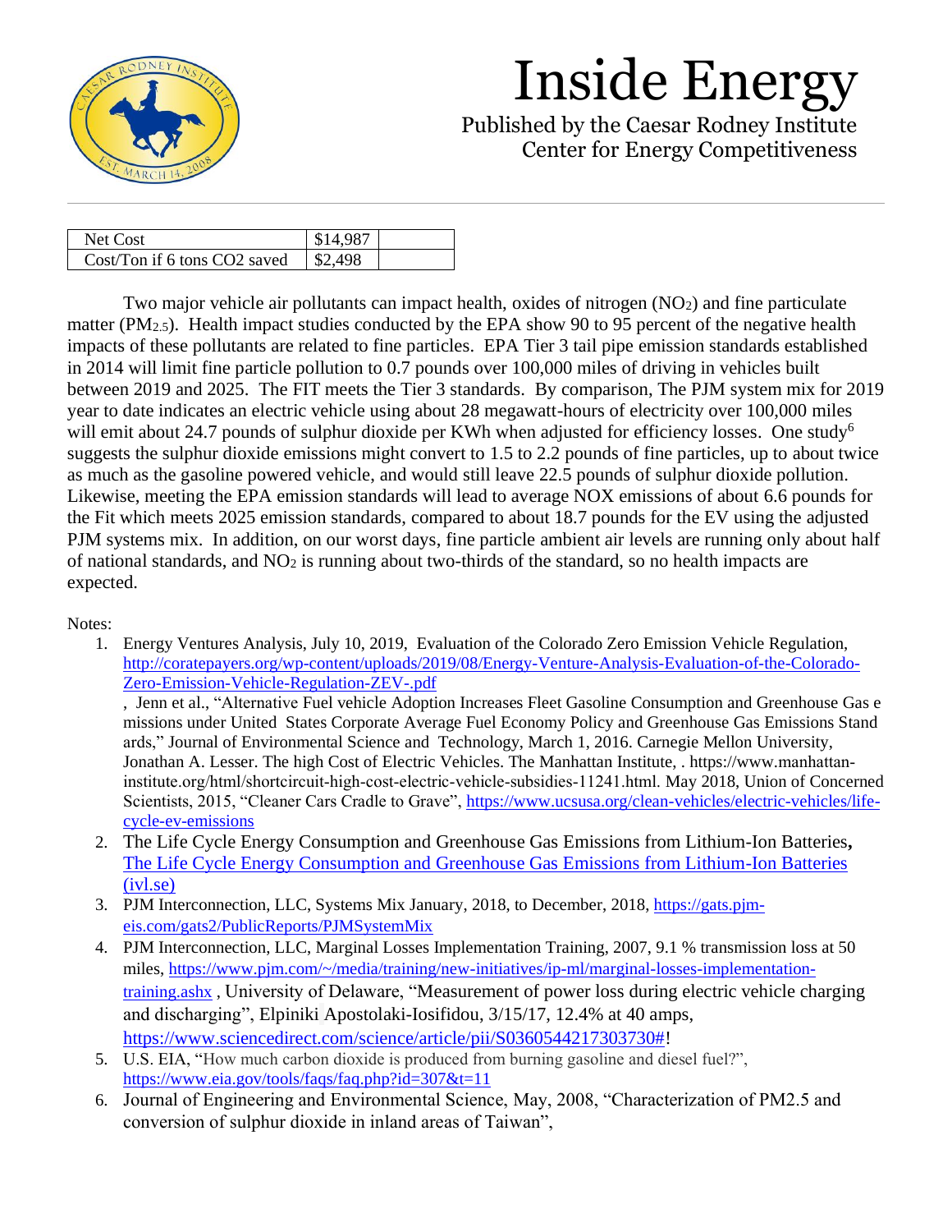| Net Cost | $14,987 | |
|---|---|---|
| Cost/Ton if 6 tons CO2 saved | $2,498 | |

Two major vehicle air pollutants can impact health, oxides of nitrogen ($NO_2$) and fine particulate matter ($PM_{2.5}$). Health impact studies conducted by the EPA show 90 to 95 percent of the negative health impacts of these pollutants are related to fine particles. EPA Tier 3 tail pipe emission standards established in 2014 will limit fine particle pollution to 0.7 pounds over 100,000 miles of driving in vehicles built between 2019 and 2025. The FIT meets the Tier 3 standards. By comparison, The PJM system mix for 2019 year to date indicates an electric vehicle using about 28 megawatt-hours of electricity over 100,000 miles will emit about 24.7 pounds of sulphur dioxide per KWh when adjusted for efficiency losses. One study[6] suggests the sulphur dioxide emissions might convert to 1.5 to 2.2 pounds of fine particles, up to about twice as much as the gasoline powered vehicle, and would still leave 22.5 pounds of sulphur dioxide pollution. Likewise, meeting the EPA emission standards will lead to average NOX emissions of about 6.6 pounds for the Fit which meets 2025 emission standards, compared to about 18.7 pounds for the EV using the adjusted PJM systems mix. In addition, on our worst days, fine particle ambient air levels are running only about half of national standards, and $NO_2$ is running about two-thirds of the standard, so no health impacts are expected.

Notes:

1. Energy Ventures Analysis, July 10, 2019, Evaluation of the Colorado Zero Emission Vehicle Regulation, http://coratepayers.org/wp-content/uploads/2019/08/Energy-Venture-Analysis-Evaluation-of-the-Colorado-Zero-Emission-Vehicle-Regulation-ZEV-.pdf
   , Jenn et al., "Alternative Fuel vehicle Adoption Increases Fleet Gasoline Consumption and Greenhouse Gas e missions under United States Corporate Average Fuel Economy Policy and Greenhouse Gas Emissions Stand ards," Journal of Environmental Science and Technology, March 1, 2016. Carnegie Mellon University, Jonathan A. Lesser. The high Cost of Electric Vehicles. The Manhattan Institute, . https://www.manhattan-institute.org/html/shortcircuit-high-cost-electric-vehicle-subsidies-11241.html. May 2018, Union of Concerned Scientists, 2015, "Cleaner Cars Cradle to Grave", https://www.ucsusa.org/clean-vehicles/electric-vehicles/life-cycle-ev-emissions
2. The Life Cycle Energy Consumption and Greenhouse Gas Emissions from Lithium-Ion Batteries**,** The Life Cycle Energy Consumption and Greenhouse Gas Emissions from Lithium-Ion Batteries (ivl.se)
3. PJM Interconnection, LLC, Systems Mix January, 2018, to December, 2018, https://gats.pjm-eis.com/gats2/PublicReports/PJMSystemMix
4. PJM Interconnection, LLC, Marginal Losses Implementation Training, 2007, 9.1 % transmission loss at 50 miles, https://www.pjm.com/~/media/training/new-initiatives/ip-ml/marginal-losses-implementation-training.ashx , University of Delaware, "Measurement of power loss during electric vehicle charging and discharging", Elpiniki Apostolaki-Iosifidou, 3/15/17, 12.4% at 40 amps, https://www.sciencedirect.com/science/article/pii/S0360544217303730#!
5. U.S. EIA, "How much carbon dioxide is produced from burning gasoline and diesel fuel?", https://www.eia.gov/tools/faqs/faq.php?id=307&t=11
6. Journal of Engineering and Environmental Science, May, 2008, "Characterization of PM2.5 and conversion of sulphur dioxide in inland areas of Taiwan",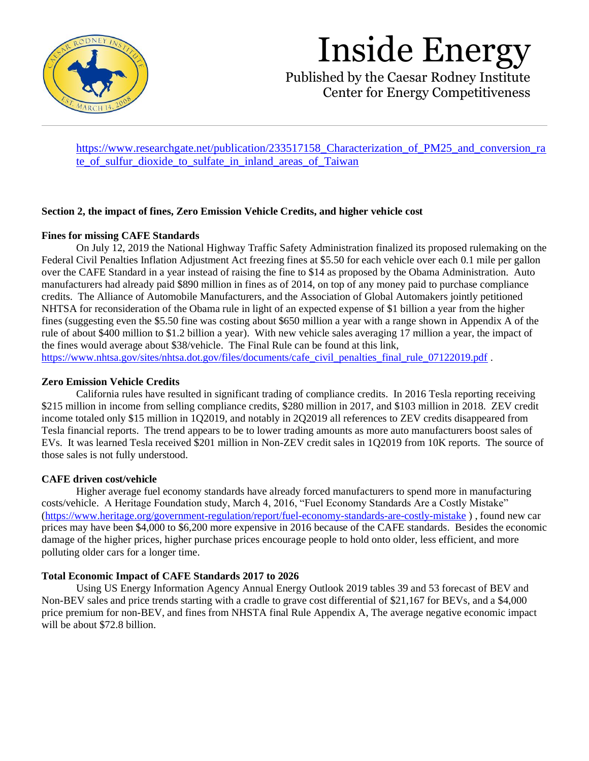https://www.researchgate.net/publication/233517158_Characterization_of_PM25_and_conversion_rate_of_sulfur_dioxide_to_sulfate_in_inland_areas_of_Taiwan

**Section 2, the impact of fines, Zero Emission Vehicle Credits, and higher vehicle cost**

**Fines for missing CAFE Standards**

On July 12, 2019 the National Highway Traffic Safety Administration finalized its proposed rulemaking on the Federal Civil Penalties Inflation Adjustment Act freezing fines at $5.50 for each vehicle over each 0.1 mile per gallon over the CAFE Standard in a year instead of raising the fine to $14 as proposed by the Obama Administration. Auto manufacturers had already paid $890 million in fines as of 2014, on top of any money paid to purchase compliance credits. The Alliance of Automobile Manufacturers, and the Association of Global Automakers jointly petitioned NHTSA for reconsideration of the Obama rule in light of an expected expense of $1 billion a year from the higher fines (suggesting even the $5.50 fine was costing about $650 million a year with a range shown in Appendix A of the rule of about $400 million to $1.2 billion a year). With new vehicle sales averaging 17 million a year, the impact of the fines would average about $38/vehicle. The Final Rule can be found at this link, https://www.nhtsa.gov/sites/nhtsa.dot.gov/files/documents/cafe_civil_penalties_final_rule_07122019.pdf .

**Zero Emission Vehicle Credits**

California rules have resulted in significant trading of compliance credits. In 2016 Tesla reporting receiving $215 million in income from selling compliance credits, $280 million in 2017, and $103 million in 2018. ZEV credit income totaled only $15 million in 1Q2019, and notably in 2Q2019 all references to ZEV credits disappeared from Tesla financial reports. The trend appears to be to lower trading amounts as more auto manufacturers boost sales of EVs. It was learned Tesla received $201 million in Non-ZEV credit sales in 1Q2019 from 10K reports. The source of those sales is not fully understood.

**CAFE driven cost/vehicle**

Higher average fuel economy standards have already forced manufacturers to spend more in manufacturing costs/vehicle. A Heritage Foundation study, March 4, 2016, "Fuel Economy Standards Are a Costly Mistake" (https://www.heritage.org/government-regulation/report/fuel-economy-standards-are-costly-mistake ) , found new car prices may have been $4,000 to $6,200 more expensive in 2016 because of the CAFE standards. Besides the economic damage of the higher prices, higher purchase prices encourage people to hold onto older, less efficient, and more polluting older cars for a longer time.

**Total Economic Impact of CAFE Standards 2017 to 2026**

Using US Energy Information Agency Annual Energy Outlook 2019 tables 39 and 53 forecast of BEV and Non-BEV sales and price trends starting with a cradle to grave cost differential of $21,167 for BEVs, and a $4,000 price premium for non-BEV, and fines from NHSTA final Rule Appendix A, The average negative economic impact will be about $72.8 billion.